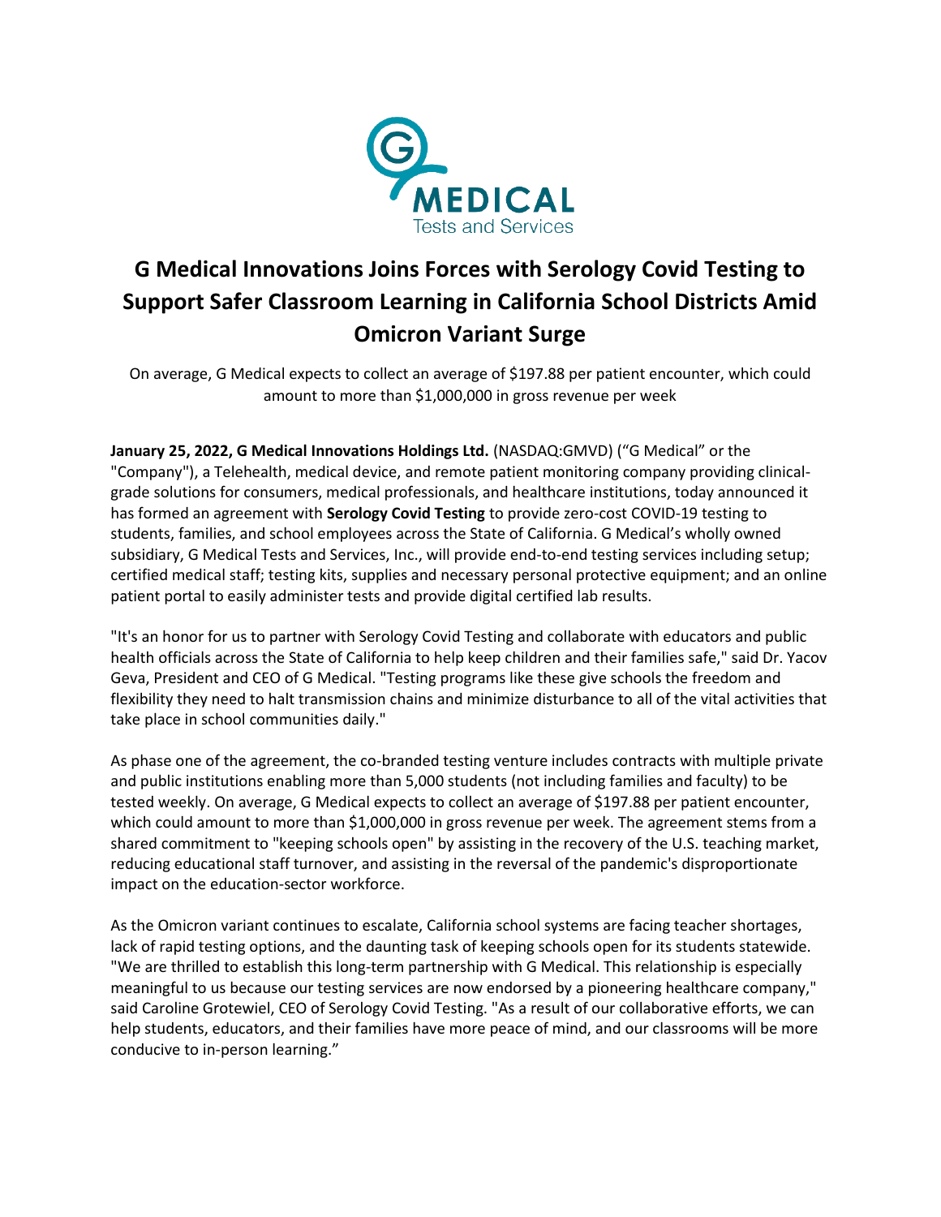# G Medical Innovations Joins Forces with Serology Covid Testing to Support Safer Classroom Learning in California School Districts Amid Omicron Variant Surge

On average, G Medical expects to collect an average of $197.88 per patient encounter, which could amount to more than $1,000,000 in gross revenue per week

**January 25, 2022, G Medical Innovations Holdings Ltd.** (NASDAQ:GMVD) ("G Medical" or the "Company"), a Telehealth, medical device, and remote patient monitoring company providing clinical-grade solutions for consumers, medical professionals, and healthcare institutions, today announced it has formed an agreement with **Serology Covid Testing** to provide zero-cost COVID-19 testing to students, families, and school employees across the State of California. G Medical's wholly owned subsidiary, G Medical Tests and Services, Inc., will provide end-to-end testing services including setup; certified medical staff; testing kits, supplies and necessary personal protective equipment; and an online patient portal to easily administer tests and provide digital certified lab results.

"It's an honor for us to partner with Serology Covid Testing and collaborate with educators and public health officials across the State of California to help keep children and their families safe," said Dr. Yacov Geva, President and CEO of G Medical. "Testing programs like these give schools the freedom and flexibility they need to halt transmission chains and minimize disturbance to all of the vital activities that take place in school communities daily."

As phase one of the agreement, the co-branded testing venture includes contracts with multiple private and public institutions enabling more than 5,000 students (not including families and faculty) to be tested weekly. On average, G Medical expects to collect an average of $197.88 per patient encounter, which could amount to more than $1,000,000 in gross revenue per week. The agreement stems from a shared commitment to "keeping schools open" by assisting in the recovery of the U.S. teaching market, reducing educational staff turnover, and assisting in the reversal of the pandemic's disproportionate impact on the education-sector workforce.

As the Omicron variant continues to escalate, California school systems are facing teacher shortages, lack of rapid testing options, and the daunting task of keeping schools open for its students statewide. "We are thrilled to establish this long-term partnership with G Medical. This relationship is especially meaningful to us because our testing services are now endorsed by a pioneering healthcare company," said Caroline Grotewiel, CEO of Serology Covid Testing. "As a result of our collaborative efforts, we can help students, educators, and their families have more peace of mind, and our classrooms will be more conducive to in-person learning."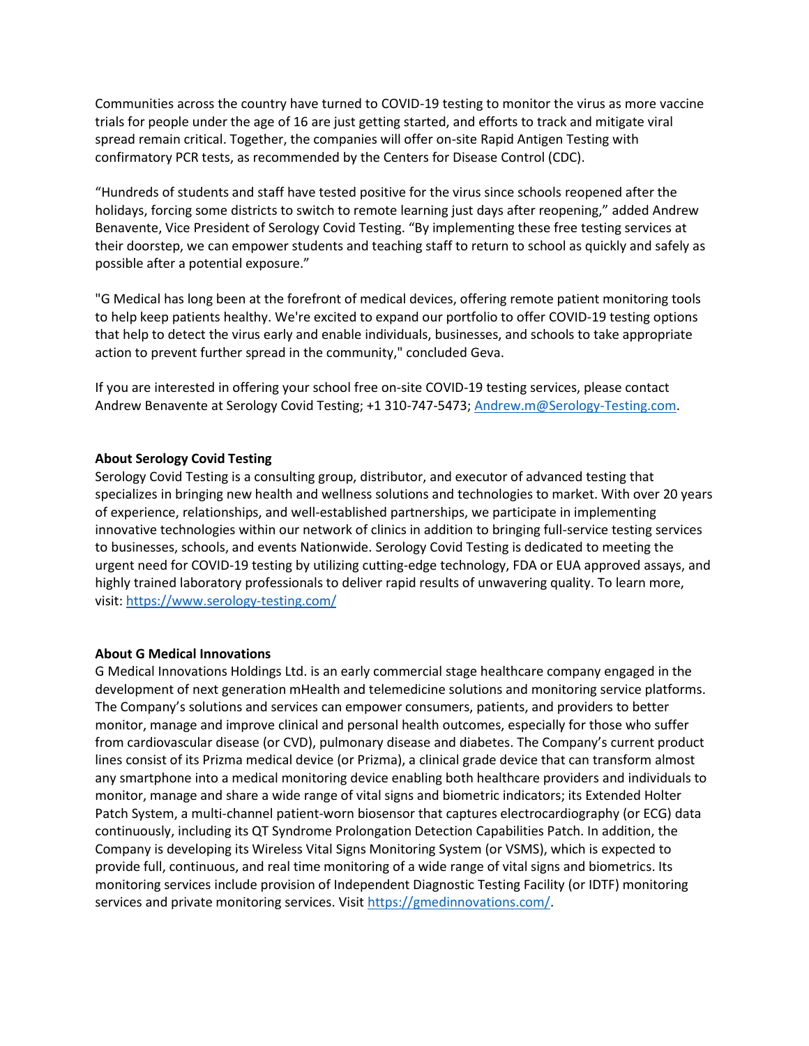Communities across the country have turned to COVID-19 testing to monitor the virus as more vaccine trials for people under the age of 16 are just getting started, and efforts to track and mitigate viral spread remain critical. Together, the companies will offer on-site Rapid Antigen Testing with confirmatory PCR tests, as recommended by the Centers for Disease Control (CDC).

"Hundreds of students and staff have tested positive for the virus since schools reopened after the holidays, forcing some districts to switch to remote learning just days after reopening," added Andrew Benavente, Vice President of Serology Covid Testing. "By implementing these free testing services at their doorstep, we can empower students and teaching staff to return to school as quickly and safely as possible after a potential exposure."

"G Medical has long been at the forefront of medical devices, offering remote patient monitoring tools to help keep patients healthy. We're excited to expand our portfolio to offer COVID-19 testing options that help to detect the virus early and enable individuals, businesses, and schools to take appropriate action to prevent further spread in the community," concluded Geva.

If you are interested in offering your school free on-site COVID-19 testing services, please contact Andrew Benavente at Serology Covid Testing; +1 310-747-5473; [Andrew.m@Serology-Testing.com](mailto:Andrew.m@Serology-Testing.com).

**About Serology Covid Testing**

Serology Covid Testing is a consulting group, distributor, and executor of advanced testing that specializes in bringing new health and wellness solutions and technologies to market. With over 20 years of experience, relationships, and well-established partnerships, we participate in implementing innovative technologies within our network of clinics in addition to bringing full-service testing services to businesses, schools, and events Nationwide. Serology Covid Testing is dedicated to meeting the urgent need for COVID-19 testing by utilizing cutting-edge technology, FDA or EUA approved assays, and highly trained laboratory professionals to deliver rapid results of unwavering quality. To learn more, visit: [https://www.serology-testing.com/](https://www.serology-testing.com/)

**About G Medical Innovations**

G Medical Innovations Holdings Ltd. is an early commercial stage healthcare company engaged in the development of next generation mHealth and telemedicine solutions and monitoring service platforms. The Company's solutions and services can empower consumers, patients, and providers to better monitor, manage and improve clinical and personal health outcomes, especially for those who suffer from cardiovascular disease (or CVD), pulmonary disease and diabetes. The Company's current product lines consist of its Prizma medical device (or Prizma), a clinical grade device that can transform almost any smartphone into a medical monitoring device enabling both healthcare providers and individuals to monitor, manage and share a wide range of vital signs and biometric indicators; its Extended Holter Patch System, a multi-channel patient-worn biosensor that captures electrocardiography (or ECG) data continuously, including its QT Syndrome Prolongation Detection Capabilities Patch. In addition, the Company is developing its Wireless Vital Signs Monitoring System (or VSMS), which is expected to provide full, continuous, and real time monitoring of a wide range of vital signs and biometrics. Its monitoring services include provision of Independent Diagnostic Testing Facility (or IDTF) monitoring services and private monitoring services. Visit [https://gmedinnovations.com/](https://gmedinnovations.com/).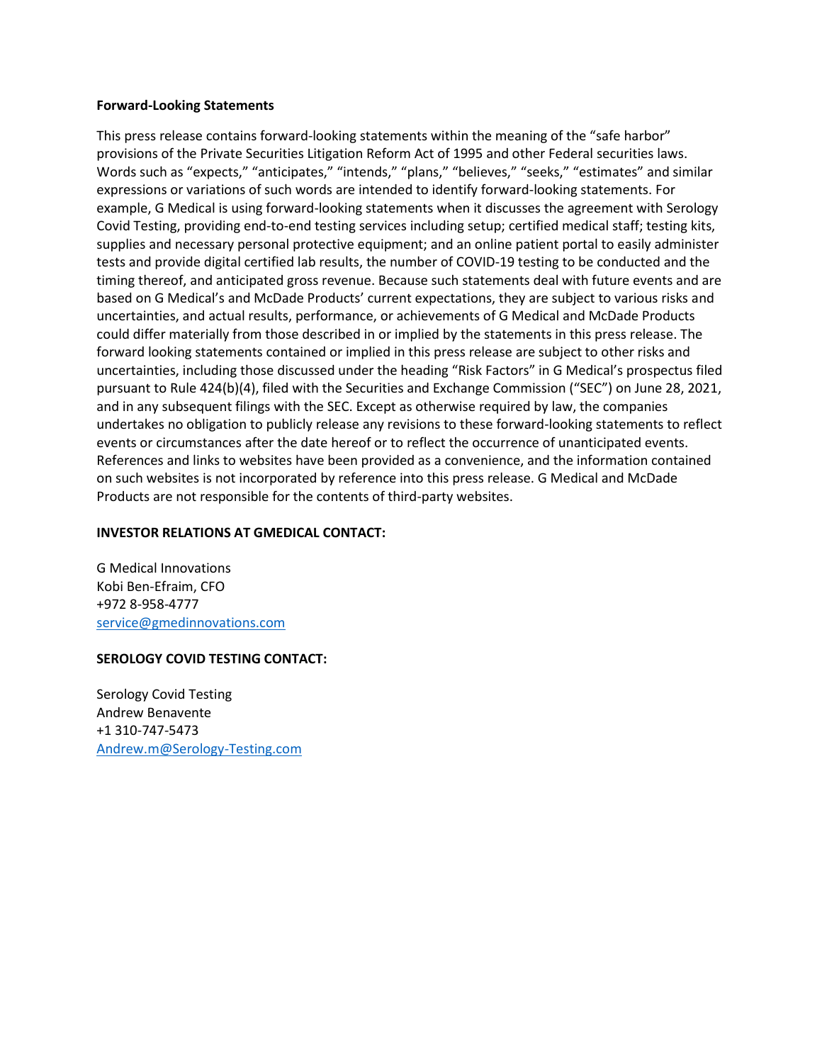**Forward-Looking Statements**

This press release contains forward-looking statements within the meaning of the “safe harbor” provisions of the Private Securities Litigation Reform Act of 1995 and other Federal securities laws. Words such as “expects,” “anticipates,” “intends,” “plans,” “believes,” “seeks,” “estimates” and similar expressions or variations of such words are intended to identify forward-looking statements. For example, G Medical is using forward-looking statements when it discusses the agreement with Serology Covid Testing, providing end-to-end testing services including setup; certified medical staff; testing kits, supplies and necessary personal protective equipment; and an online patient portal to easily administer tests and provide digital certified lab results, the number of COVID-19 testing to be conducted and the timing thereof, and anticipated gross revenue. Because such statements deal with future events and are based on G Medical’s and McDade Products’ current expectations, they are subject to various risks and uncertainties, and actual results, performance, or achievements of G Medical and McDade Products could differ materially from those described in or implied by the statements in this press release. The forward looking statements contained or implied in this press release are subject to other risks and uncertainties, including those discussed under the heading “Risk Factors” in G Medical’s prospectus filed pursuant to Rule 424(b)(4), filed with the Securities and Exchange Commission (“SEC”) on June 28, 2021, and in any subsequent filings with the SEC. Except as otherwise required by law, the companies undertakes no obligation to publicly release any revisions to these forward-looking statements to reflect events or circumstances after the date hereof or to reflect the occurrence of unanticipated events. References and links to websites have been provided as a convenience, and the information contained on such websites is not incorporated by reference into this press release. G Medical and McDade Products are not responsible for the contents of third-party websites.

**INVESTOR RELATIONS AT GMEDICAL CONTACT:**

G Medical Innovations
Kobi Ben-Efraim, CFO
+972 8-958-4777
service@gmedinnovations.com

**SEROLOGY COVID TESTING CONTACT:**

Serology Covid Testing
Andrew Benavente
+1 310-747-5473
Andrew.m@Serology-Testing.com